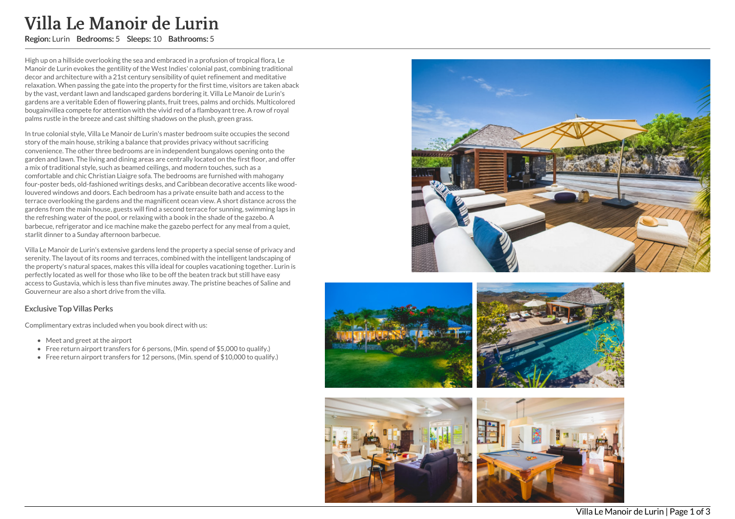# Villa Le Manoir de Lurin

**Region:** Lurin **Bedrooms:** 5 **Sleeps:** 10 **Bathrooms:** 5

High up on a hillside overlooking the sea and embraced in a profusion of tropical flora, Le Manoir de Lurin evokes the gentility of the West Indies' colonial past, combining traditional decor and architecture with a 21st century sensibility of quiet refinement and meditative relaxation. When passing the gate into the property for the first time, visitors are taken aback by the vast, verdant lawn and landscaped gardens bordering it. Villa Le Manoir de Lurin's gardens are a veritable Eden of flowering plants, fruit trees, palms and orchids. Multicolored bougainvillea compete for attention with the vivid red of a flamboyant tree. A row of royal palms rustle in the breeze and cast shifting shadows on the plush, green grass.

In true colonial style, Villa Le Manoir de Lurin's master bedroom suite occupies the second story of the main house, striking a balance that provides privacy without sacrificing convenience. The other three bedrooms are in independent bungalows opening onto the garden and lawn. The living and dining areas are centrally located on the first floor, and offer a mix of traditional style, such as beamed ceilings, and modern touches, such as a comfortable and chic Christian Liaigre sofa. The bedrooms are furnished with mahogany four-poster beds, old-fashioned writings desks, and Caribbean decorative accents like wood-louvered windows and doors. Each bedroom has a private ensuite bath and access to the terrace overlooking the gardens and the magnificent ocean view. A short distance across the gardens from the main house, guests will find a second terrace for sunning, swimming laps in the refreshing water of the pool, or relaxing with a book in the shade of the gazebo. A barbecue, refrigerator and ice machine make the gazebo perfect for any meal from a quiet, starlit dinner to a Sunday afternoon barbecue.

Villa Le Manoir de Lurin's extensive gardens lend the property a special sense of privacy and serenity. The layout of its rooms and terraces, combined with the intelligent landscaping of the property's natural spaces, makes this villa ideal for couples vacationing together. Lurin is perfectly located as well for those who like to be off the beaten track but still have easy access to Gustavia, which is less than five minutes away. The pristine beaches of Saline and Gouverneur are also a short drive from the villa.

### Exclusive Top Villas Perks

Complimentary extras included when you book direct with us:

- Meet and greet at the airport
- Free return airport transfers for 6 persons, (Min. spend of $5,000 to qualify.)
- Free return airport transfers for 12 persons, (Min. spend of $10,000 to qualify.)